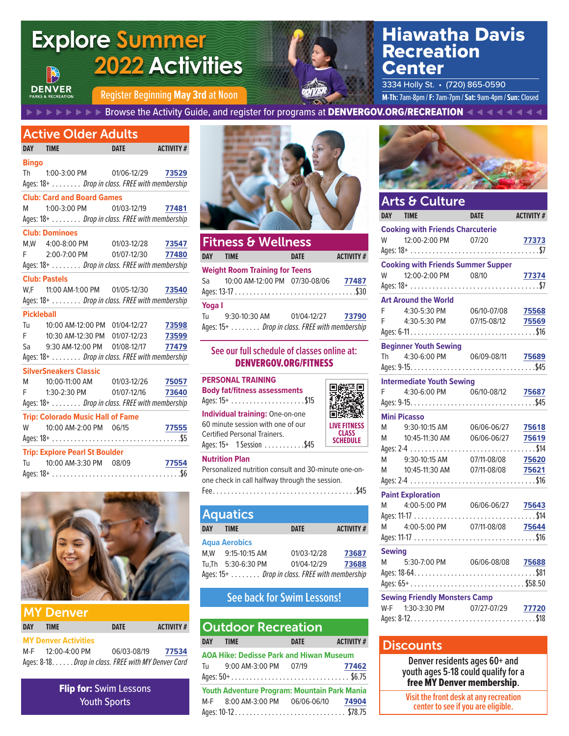# Explore Summer 2022 Activities

DENVER PARKS & RECREATION

Register Beginning **May 3rd** at Noon

# Hiawatha Davis Recreation Center

3334 Holly St. • (720) 865-0590

**M-Th:** 7am-8pm / **F:** 7am-7pm / **Sat:** 9am-4pm / **Sun:** Closed

Browse the Activity Guide, and register for programs at **DENVERGOV.ORG/RECREATION**

## Active Older Adults

| DAY | TIME | DATE | ACTIVITY # |
|---|---|---|---|
| **Bingo** | | | |
| Th | 1:00-3:00 PM | 01/06-12/29 | 73529 |
| Ages: 18+ ........ *Drop in class. FREE with membership* | | | |
| **Club: Card and Board Games** | | | |
| M | 1:00-3:00 PM | 01/03-12/19 | 77481 |
| Ages: 18+ ........ *Drop in class. FREE with membership* | | | |
| **Club: Dominoes** | | | |
| M,W | 4:00-8:00 PM | 01/03-12/28 | 73547 |
| F | 2:00-7:00 PM | 01/07-12/30 | 77480 |
| Ages: 18+ ........ *Drop in class. FREE with membership* | | | |
| **Club: Pastels** | | | |
| W,F | 11:00 AM-1:00 PM | 01/05-12/30 | 73540 |
| Ages: 18+ ........ *Drop in class. FREE with membership* | | | |
| **Pickleball** | | | |
| Tu | 10:00 AM-12:00 PM | 01/04-12/27 | 73598 |
| F | 10:30 AM-12:30 PM | 01/07-12/23 | 73599 |
| Sa | 9:30 AM-12:00 PM | 01/08-12/17 | 77479 |
| Ages: 18+ ........ *Drop in class. FREE with membership* | | | |
| **SilverSneakers Classic** | | | |
| M | 10:00-11:00 AM | 01/03-12/26 | 75057 |
| F | 1:30-2:30 PM | 01/07-12/16 | 73640 |
| Ages: 18+ ........ *Drop in class. FREE with membership* | | | |
| **Trip: Colorado Music Hall of Fame** | | | |
| W | 10:00 AM-2:00 PM | 06/15 | 77555 |
| Ages: 18+ ........ $5 | | | |
| **Trip: Explore Pearl St Boulder** | | | |
| Tu | 10:00 AM-3:30 PM | 08/09 | 77554 |
| Ages: 18+ ........ $6 | | | |

## MY Denver

| DAY | TIME | DATE | ACTIVITY # |
|---|---|---|---|
| **MY Denver Activities** | | | |
| M-F | 12:00-4:00 PM | 06/03-08/19 | 77534 |
| Ages: 8-18...... *Drop in class. FREE with MY Denver Card* | | | |

**Flip for:** Swim Lessons
Youth Sports

## Fitness & Wellness

| DAY | TIME | DATE | ACTIVITY # |
|---|---|---|---|
| **Weight Room Training for Teens** | | | |
| Sa | 10:00 AM-12:00 PM | 07/30-08/06 | 77487 |
| Ages: 13-17 ........ $30 | | | |
| **Yoga I** | | | |
| Tu | 9:30-10:30 AM | 01/04-12/27 | 73790 |
| Ages: 15+ ........ *Drop in class. FREE with membership* | | | |

See our full schedule of classes online at: **DENVERGOV.ORG/FITNESS**

**PERSONAL TRAINING**

**Body fat/fitness assessments**
Ages: 15+ .................... $15

**Individual training:** One-on-one 60 minute session with one of our Certified Personal Trainers.
Ages: 15+ 1 Session ........... $45

LIVE FITNESS CLASS SCHEDULE

**Nutrition Plan**
Personalized nutrition consult and 30-minute one-on-one check in call halfway through the session.
Fee........................................ $45

## Aquatics

| DAY | TIME | DATE | ACTIVITY # |
|---|---|---|---|
| **Aqua Aerobics** | | | |
| M,W | 9:15-10:15 AM | 01/03-12/28 | 73687 |
| Tu,Th | 5:30-6:30 PM | 01/04-12/29 | 73688 |
| Ages: 15+ ........ *Drop in class. FREE with membership* | | | |

See back for Swim Lessons!

## Outdoor Recreation

| DAY | TIME | DATE | ACTIVITY # |
|---|---|---|---|
| **AOA Hike: Dedisse Park and Hiwan Museum** | | | |
| Tu | 9:00 AM-3:00 PM | 07/19 | 77462 |
| Ages: 50+ ........ $6.75 | | | |
| **Youth Adventure Program: Mountain Park Mania** | | | |
| M-F | 8:00 AM-3:00 PM | 06/06-06/10 | 74904 |
| Ages: 10-12 ........ $78.75 | | | |

## Arts & Culture

| DAY | TIME | DATE | ACTIVITY # |
|---|---|---|---|
| **Cooking with Friends Charcuterie** | | | |
| W | 12:00-2:00 PM | 07/20 | 77373 |
| Ages: 18+ ........ $7 | | | |
| **Cooking with Friends Summer Supper** | | | |
| W | 12:00-2:00 PM | 08/10 | 77374 |
| Ages: 18+ ........ $7 | | | |
| **Art Around the World** | | | |
| F | 4:30-5:30 PM | 06/10-07/08 | 75568 |
| F | 4:30-5:30 PM | 07/15-08/12 | 75569 |
| Ages: 6-11 ........ $16 | | | |
| **Beginner Youth Sewing** | | | |
| Th | 4:30-6:00 PM | 06/09-08/11 | 75689 |
| Ages: 9-15 ........ $45 | | | |
| **Intermediate Youth Sewing** | | | |
| F | 4:30-6:00 PM | 06/10-08/12 | 75687 |
| Ages: 9-15 ........ $45 | | | |
| **Mini Picasso** | | | |
| M | 9:30-10:15 AM | 06/06-06/27 | 75618 |
| M | 10:45-11:30 AM | 06/06-06/27 | 75619 |
| Ages: 2-4 ........ $14 | | | |
| M | 9:30-10:15 AM | 07/11-08/08 | 75620 |
| M | 10:45-11:30 AM | 07/11-08/08 | 75621 |
| Ages: 2-4 ........ $16 | | | |
| **Paint Exploration** | | | |
| M | 4:00-5:00 PM | 06/06-06/27 | 75643 |
| Ages: 11-17 ........ $14 | | | |
| M | 4:00-5:00 PM | 07/11-08/08 | 75644 |
| Ages: 11-17 ........ $16 | | | |
| **Sewing** | | | |
| M | 5:30-7:00 PM | 06/06-08/08 | 75688 |
| Ages: 18-64 ........ $81 | | | |
| Ages: 65+ ........ $58.50 | | | |
| **Sewing Friendly Monsters Camp** | | | |
| W-F | 1:30-3:30 PM | 07/27-07/29 | 77720 |
| Ages: 8-12 ........ $18 | | | |

## Discounts

Denver residents ages 60+ and youth ages 5-18 could qualify for a **free MY Denver membership.**

Visit the front desk at any recreation center to see if you are eligible.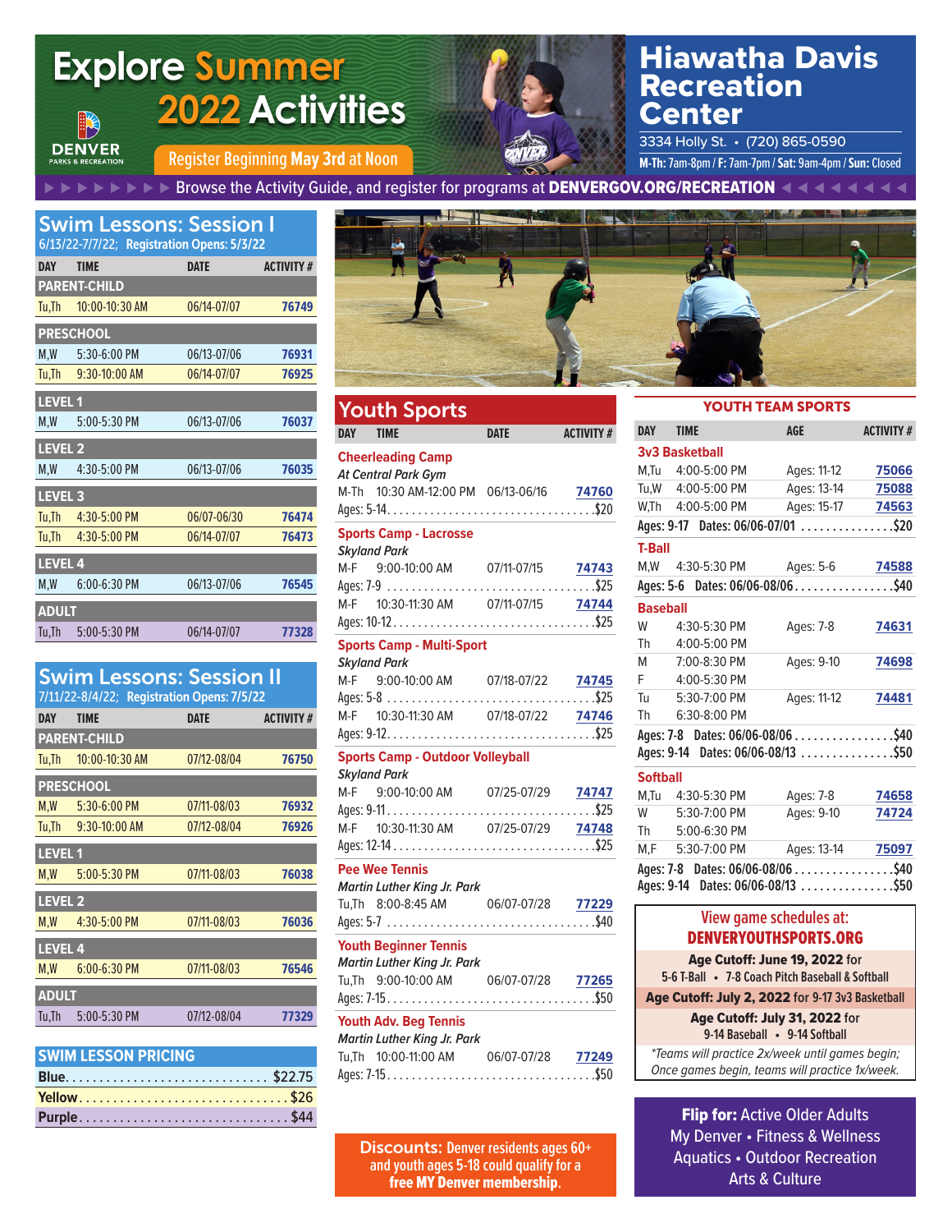# Explore Summer 2022 Activities

DENVER PARKS & RECREATION

Register Beginning **May 3rd** at Noon

# Hiawatha Davis Recreation Center

3334 Holly St. • (720) 865-0590

**M-Th:** 7am-8pm / **F:** 7am-7pm / **Sat:** 9am-4pm / **Sun:** Closed

Browse the Activity Guide, and register for programs at **DENVERGOV.ORG/RECREATION**

## Swim Lessons: Session I

6/13/22-7/7/22; **Registration Opens: 5/3/22**

| DAY | TIME | DATE | ACTIVITY # |
|---|---|---|---|
| **PARENT-CHILD** | | | |
| Tu,Th | 10:00-10:30 AM | 06/14-07/07 | 76749 |
| **PRESCHOOL** | | | |
| M,W | 5:30-6:00 PM | 06/13-07/06 | 76931 |
| Tu,Th | 9:30-10:00 AM | 06/14-07/07 | 76925 |
| **LEVEL 1** | | | |
| M,W | 5:00-5:30 PM | 06/13-07/06 | 76037 |
| **LEVEL 2** | | | |
| M,W | 4:30-5:00 PM | 06/13-07/06 | 76035 |
| **LEVEL 3** | | | |
| Tu,Th | 4:30-5:00 PM | 06/07-06/30 | 76474 |
| Tu,Th | 4:30-5:00 PM | 06/14-07/07 | 76473 |
| **LEVEL 4** | | | |
| M,W | 6:00-6:30 PM | 06/13-07/06 | 76545 |
| **ADULT** | | | |
| Tu,Th | 5:00-5:30 PM | 06/14-07/07 | 77328 |

## Swim Lessons: Session II

7/11/22-8/4/22; **Registration Opens: 7/5/22**

| DAY | TIME | DATE | ACTIVITY # |
|---|---|---|---|
| **PARENT-CHILD** | | | |
| Tu,Th | 10:00-10:30 AM | 07/12-08/04 | 76750 |
| **PRESCHOOL** | | | |
| M,W | 5:30-6:00 PM | 07/11-08/03 | 76932 |
| Tu,Th | 9:30-10:00 AM | 07/12-08/04 | 76926 |
| **LEVEL 1** | | | |
| M,W | 5:00-5:30 PM | 07/11-08/03 | 76038 |
| **LEVEL 2** | | | |
| M,W | 4:30-5:00 PM | 07/11-08/03 | 76036 |
| **LEVEL 4** | | | |
| M,W | 6:00-6:30 PM | 07/11-08/03 | 76546 |
| **ADULT** | | | |
| Tu,Th | 5:00-5:30 PM | 07/12-08/04 | 77329 |

## SWIM LESSON PRICING

| | |
|---|---|
| **Blue** | $22.75 |
| **Yellow** | $26 |
| **Purple** | $44 |

## Youth Sports

| DAY | TIME | DATE | ACTIVITY # |
|---|---|---|---|
| **Cheerleading Camp** | | | |
| *At Central Park Gym* | | | |
| M-Th | 10:30 AM-12:00 PM | 06/13-06/16 | 74760 |
| Ages: 5-14 | | | $20 |
| **Sports Camp - Lacrosse** | | | |
| *Skyland Park* | | | |
| M-F | 9:00-10:00 AM | 07/11-07/15 | 74743 |
| Ages: 7-9 | | | $25 |
| M-F | 10:30-11:30 AM | 07/11-07/15 | 74744 |
| Ages: 10-12 | | | $25 |
| **Sports Camp - Multi-Sport** | | | |
| *Skyland Park* | | | |
| M-F | 9:00-10:00 AM | 07/18-07/22 | 74745 |
| Ages: 5-8 | | | $25 |
| M-F | 10:30-11:30 AM | 07/18-07/22 | 74746 |
| Ages: 9-12 | | | $25 |
| **Sports Camp - Outdoor Volleyball** | | | |
| *Skyland Park* | | | |
| M-F | 9:00-10:00 AM | 07/25-07/29 | 74747 |
| Ages: 9-11 | | | $25 |
| M-F | 10:30-11:30 AM | 07/25-07/29 | 74748 |
| Ages: 12-14 | | | $25 |
| **Pee Wee Tennis** | | | |
| *Martin Luther King Jr. Park* | | | |
| Tu,Th | 8:00-8:45 AM | 06/07-07/28 | 77229 |
| Ages: 5-7 | | | $40 |
| **Youth Beginner Tennis** | | | |
| *Martin Luther King Jr. Park* | | | |
| Tu,Th | 9:00-10:00 AM | 06/07-07/28 | 77265 |
| Ages: 7-15 | | | $50 |
| **Youth Adv. Beg Tennis** | | | |
| *Martin Luther King Jr. Park* | | | |
| Tu,Th | 10:00-11:00 AM | 06/07-07/28 | 77249 |
| Ages: 7-15 | | | $50 |

**Discounts:** Denver residents ages 60+ and youth ages 5-18 could qualify for a **free MY Denver membership**.

## YOUTH TEAM SPORTS

| DAY | TIME | AGE | ACTIVITY # |
|---|---|---|---|
| **3v3 Basketball** | | | |
| M,Tu | 4:00-5:00 PM | Ages: 11-12 | 75066 |
| Tu,W | 4:00-5:00 PM | Ages: 13-14 | 75088 |
| W,Th | 4:00-5:00 PM | Ages: 15-17 | 74563 |
| **Ages: 9-17 Dates: 06/06-07/01** | | | **$20** |
| **T-Ball** | | | |
| M,W | 4:30-5:30 PM | Ages: 5-6 | 74588 |
| **Ages: 5-6 Dates: 06/06-08/06** | | | **$40** |
| **Baseball** | | | |
| W | 4:30-5:30 PM | Ages: 7-8 | 74631 |
| Th | 4:00-5:00 PM | | |
| M | 7:00-8:30 PM | Ages: 9-10 | 74698 |
| F | 4:00-5:30 PM | | |
| Tu | 5:30-7:00 PM | Ages: 11-12 | 74481 |
| Th | 6:30-8:00 PM | | |
| **Ages: 7-8 Dates: 06/06-08/06** | | | **$40** |
| **Ages: 9-14 Dates: 06/06-08/13** | | | **$50** |
| **Softball** | | | |
| M,Tu | 4:30-5:30 PM | Ages: 7-8 | 74658 |
| W | 5:30-7:00 PM | Ages: 9-10 | 74724 |
| Th | 5:00-6:30 PM | | |
| M,F | 5:30-7:00 PM | Ages: 13-14 | 75097 |
| **Ages: 7-8 Dates: 06/06-08/06** | | | **$40** |
| **Ages: 9-14 Dates: 06/06-08/13** | | | **$50** |

View game schedules at: **DENVERYOUTHSPORTS.ORG**

**Age Cutoff: June 19, 2022** for 5-6 T-Ball • 7-8 Coach Pitch Baseball & Softball

**Age Cutoff: July 2, 2022** for 9-17 3v3 Basketball

**Age Cutoff: July 31, 2022** for 9-14 Baseball • 9-14 Softball

*\*Teams will practice 2x/week until games begin; Once games begin, teams will practice 1x/week.*

**Flip for:** Active Older Adults
My Denver • Fitness & Wellness
Aquatics • Outdoor Recreation
Arts & Culture